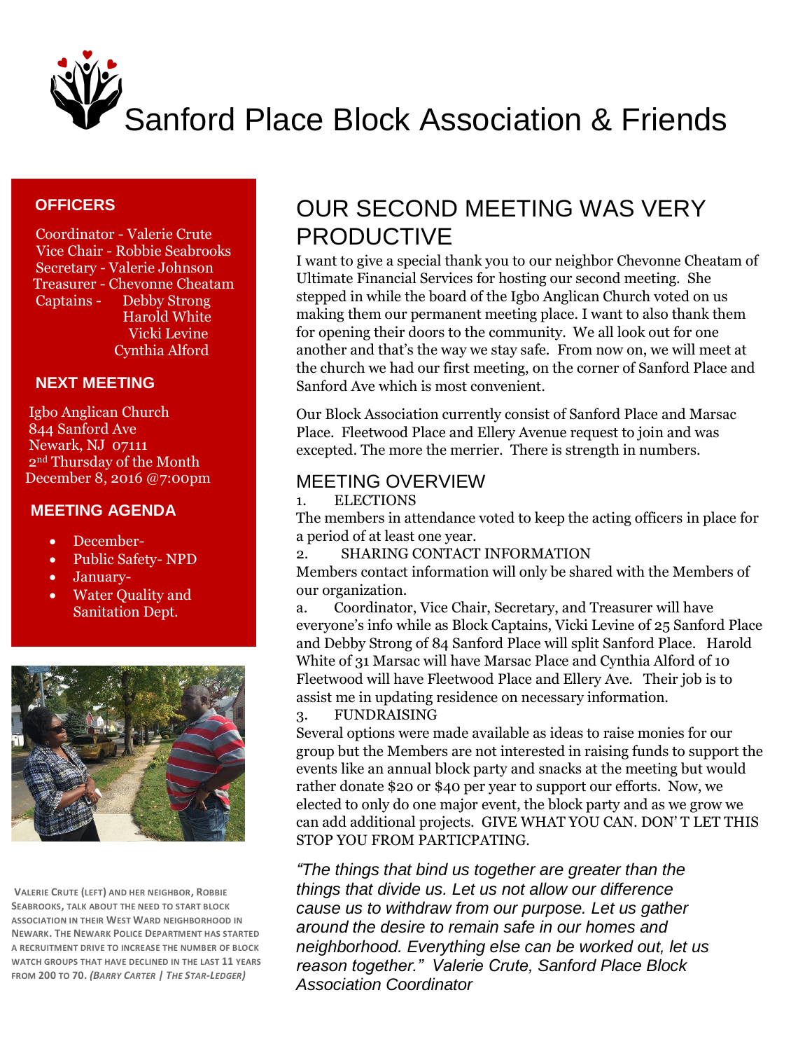# Sanford Place Block Association & Friends

## OFFICERS

Coordinator - Valerie Crute
Vice Chair - Robbie Seabrooks
Secretary - Valerie Johnson
Treasurer - Chevonne Cheatam
Captains - Debby Strong
Harold White
Vicki Levine
Cynthia Alford

## NEXT MEETING

Igbo Anglican Church
844 Sanford Ave
Newark, NJ 07111
2nd Thursday of the Month
December 8, 2016 @7:00pm

## MEETING AGENDA

- December-
- Public Safety- NPD
- January-
- Water Quality and Sanitation Dept.

VALERIE CRUTE (LEFT) AND HER NEIGHBOR, ROBBIE SEABROOKS, TALK ABOUT THE NEED TO START BLOCK ASSOCIATION IN THEIR WEST WARD NEIGHBORHOOD IN NEWARK. THE NEWARK POLICE DEPARTMENT HAS STARTED A RECRUITMENT DRIVE TO INCREASE THE NUMBER OF BLOCK WATCH GROUPS THAT HAVE DECLINED IN THE LAST 11 YEARS FROM 200 TO 70. *(BARRY CARTER | THE STAR-LEDGER)*

## OUR SECOND MEETING WAS VERY PRODUCTIVE

I want to give a special thank you to our neighbor Chevonne Cheatam of Ultimate Financial Services for hosting our second meeting. She stepped in while the board of the Igbo Anglican Church voted on us making them our permanent meeting place. I want to also thank them for opening their doors to the community. We all look out for one another and that's the way we stay safe. From now on, we will meet at the church we had our first meeting, on the corner of Sanford Place and Sanford Ave which is most convenient.

Our Block Association currently consist of Sanford Place and Marsac Place. Fleetwood Place and Ellery Avenue request to join and was excepted. The more the merrier. There is strength in numbers.

### MEETING OVERVIEW

1. ELECTIONS

The members in attendance voted to keep the acting officers in place for a period of at least one year.

2. SHARING CONTACT INFORMATION

Members contact information will only be shared with the Members of our organization.

a. Coordinator, Vice Chair, Secretary, and Treasurer will have everyone's info while as Block Captains, Vicki Levine of 25 Sanford Place and Debby Strong of 84 Sanford Place will split Sanford Place. Harold White of 31 Marsac will have Marsac Place and Cynthia Alford of 10 Fleetwood will have Fleetwood Place and Ellery Ave. Their job is to assist me in updating residence on necessary information.

3. FUNDRAISING

Several options were made available as ideas to raise monies for our group but the Members are not interested in raising funds to support the events like an annual block party and snacks at the meeting but would rather donate $20 or $40 per year to support our efforts. Now, we elected to only do one major event, the block party and as we grow we can add additional projects. GIVE WHAT YOU CAN. DON' T LET THIS STOP YOU FROM PARTICPATING.

*"The things that bind us together are greater than the things that divide us. Let us not allow our difference cause us to withdraw from our purpose. Let us gather around the desire to remain safe in our homes and neighborhood. Everything else can be worked out, let us reason together." Valerie Crute, Sanford Place Block Association Coordinator*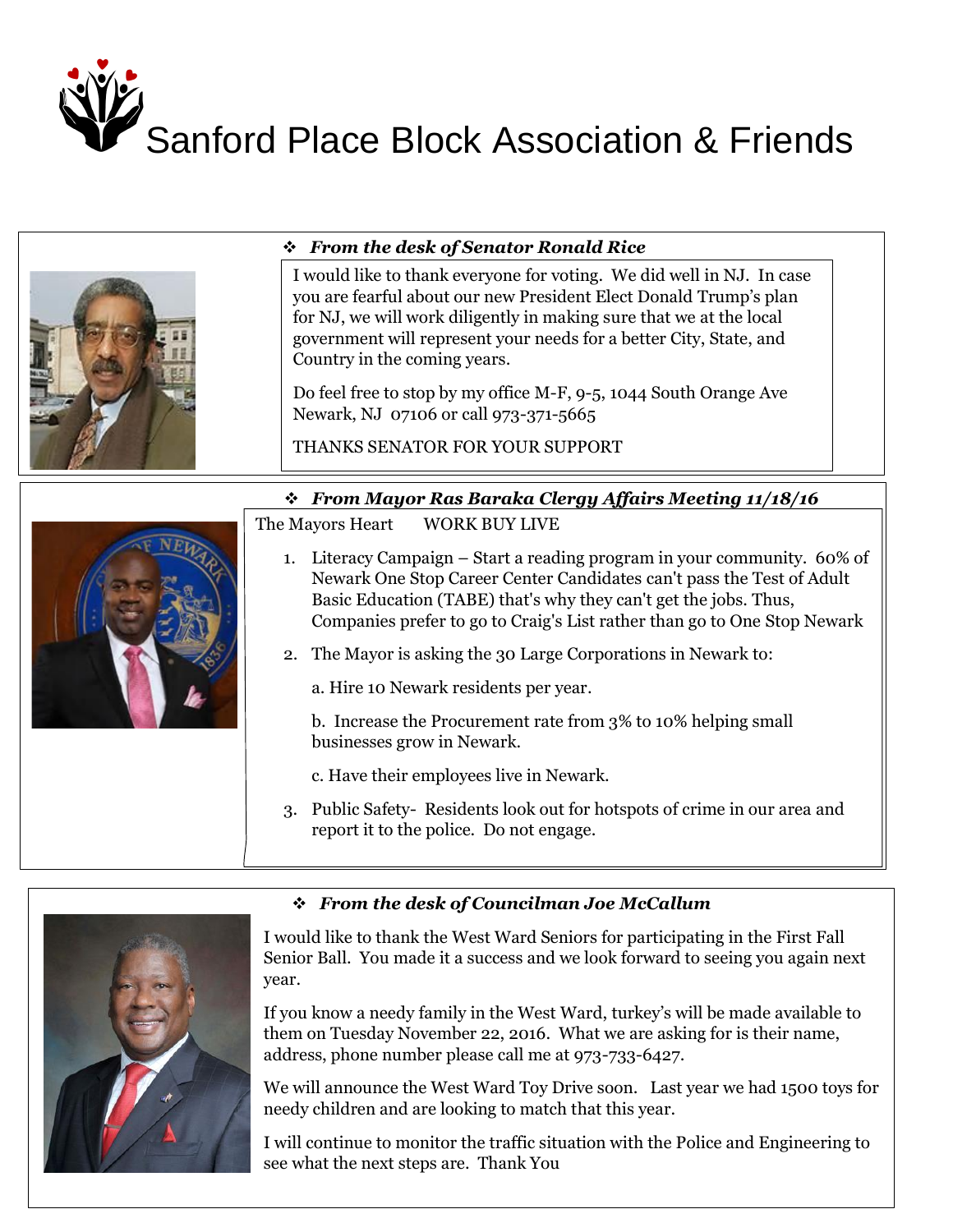# Sanford Place Block Association & Friends

- ***From the desk of Senator Ronald Rice***

I would like to thank everyone for voting. We did well in NJ. In case you are fearful about our new President Elect Donald Trump's plan for NJ, we will work diligently in making sure that we at the local government will represent your needs for a better City, State, and Country in the coming years.

Do feel free to stop by my office M-F, 9-5, 1044 South Orange Ave Newark, NJ 07106 or call 973-371-5665

THANKS SENATOR FOR YOUR SUPPORT

- ***From Mayor Ras Baraka Clergy Affairs Meeting 11/18/16***

The Mayors Heart WORK BUY LIVE

1. Literacy Campaign – Start a reading program in your community. 60% of Newark One Stop Career Center Candidates can't pass the Test of Adult Basic Education (TABE) that's why they can't get the jobs. Thus, Companies prefer to go to Craig's List rather than go to One Stop Newark
2. The Mayor is asking the 30 Large Corporations in Newark to:

   a. Hire 10 Newark residents per year.

   b. Increase the Procurement rate from 3% to 10% helping small businesses grow in Newark.

   c. Have their employees live in Newark.
3. Public Safety- Residents look out for hotspots of crime in our area and report it to the police. Do not engage.

- ***From the desk of Councilman Joe McCallum***

I would like to thank the West Ward Seniors for participating in the First Fall Senior Ball. You made it a success and we look forward to seeing you again next year.

If you know a needy family in the West Ward, turkey's will be made available to them on Tuesday November 22, 2016. What we are asking for is their name, address, phone number please call me at 973-733-6427.

We will announce the West Ward Toy Drive soon. Last year we had 1500 toys for needy children and are looking to match that this year.

I will continue to monitor the traffic situation with the Police and Engineering to see what the next steps are. Thank You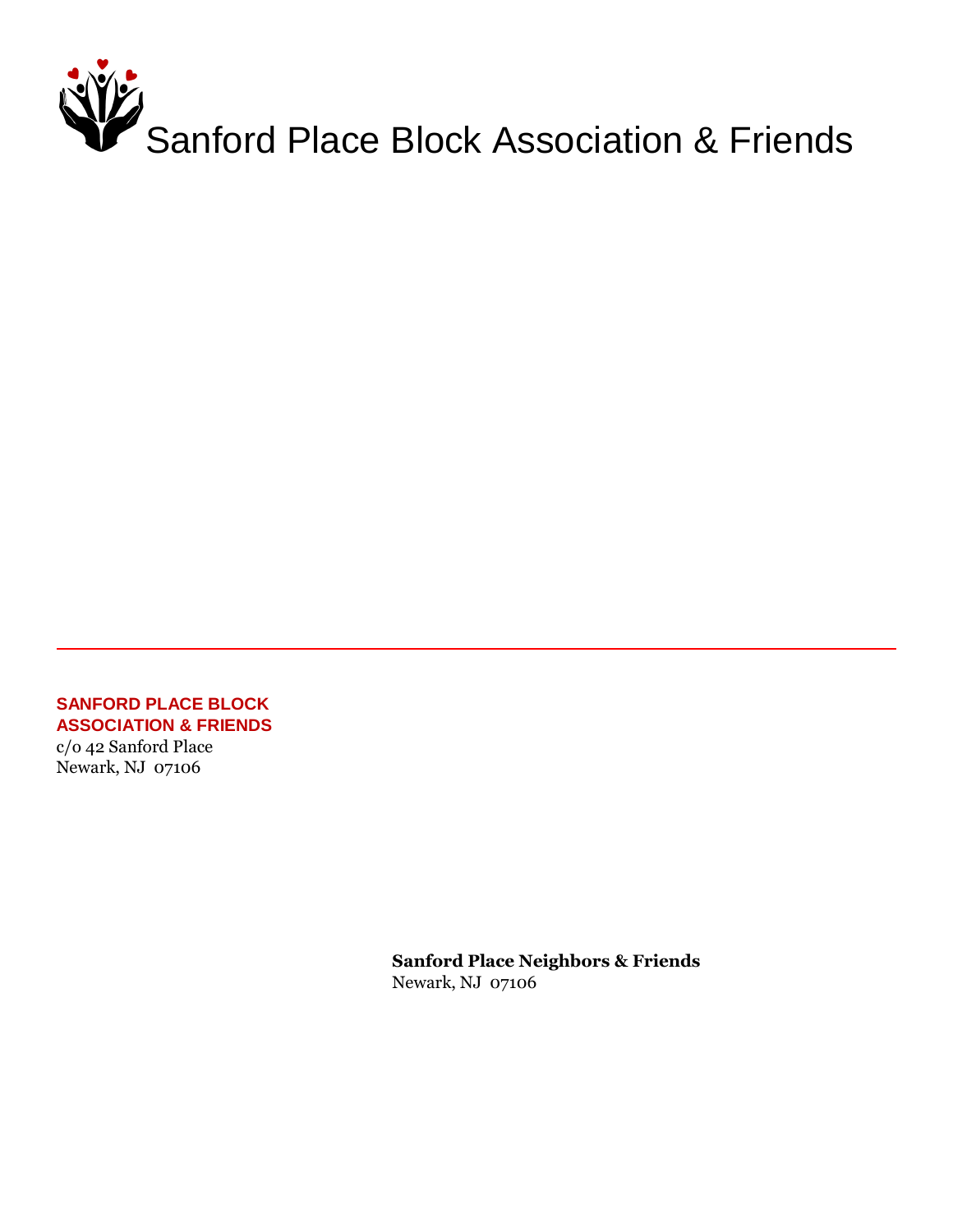# Sanford Place Block Association & Friends

---

**SANFORD PLACE BLOCK ASSOCIATION & FRIENDS**
c/o 42 Sanford Place
Newark, NJ  07106

**Sanford Place Neighbors & Friends**
Newark, NJ  07106